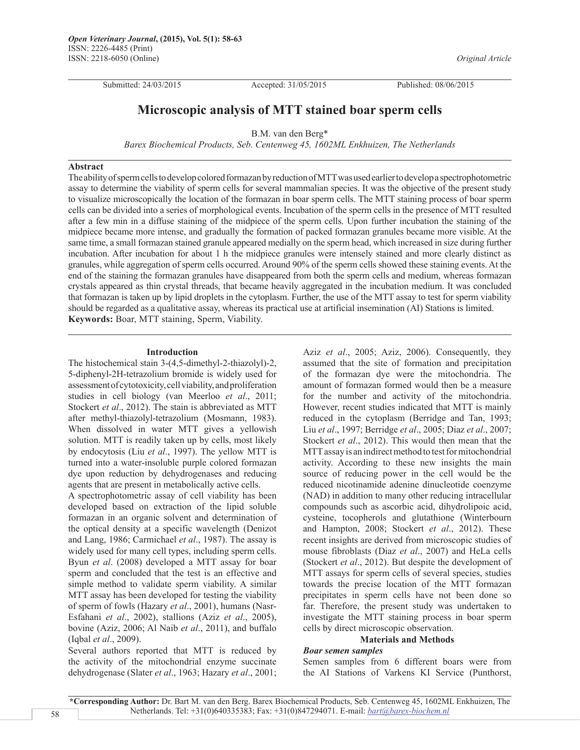Original Article

Submitted: 24/03/2015 Accepted: 31/05/2015 Published: 08/06/2015

# Microscopic analysis of MTT stained boar sperm cells

B.M. van den Berg*

*Barex Biochemical Products, Seb. Centenweg 45, 1602ML Enkhuizen, The Netherlands*

## Abstract

The ability of sperm cells to develop colored formazan by reduction of MTT was used earlier to develop a spectrophotometric assay to determine the viability of sperm cells for several mammalian species. It was the objective of the present study to visualize microscopically the location of the formazan in boar sperm cells. The MTT staining process of boar sperm cells can be divided into a series of morphological events. Incubation of the sperm cells in the presence of MTT resulted after a few min in a diffuse staining of the midpiece of the sperm cells. Upon further incubation the staining of the midpiece became more intense, and gradually the formation of packed formazan granules became more visible. At the same time, a small formazan stained granule appeared medially on the sperm head, which increased in size during further incubation. After incubation for about 1 h the midpiece granules were intensely stained and more clearly distinct as granules, while aggregation of sperm cells occurred. Around 90% of the sperm cells showed these staining events. At the end of the staining the formazan granules have disappeared from both the sperm cells and medium, whereas formazan crystals appeared as thin crystal threads, that became heavily aggregated in the incubation medium. It was concluded that formazan is taken up by lipid droplets in the cytoplasm. Further, the use of the MTT assay to test for sperm viability should be regarded as a qualitative assay, whereas its practical use at artificial insemination (AI) Stations is limited.

**Keywords:** Boar, MTT staining, Sperm, Viability.

## Introduction

The histochemical stain 3-(4,5-dimethyl-2-thiazolyl)-2, 5-diphenyl-2H-tetrazolium bromide is widely used for assessment of cytotoxicity, cell viability, and proliferation studies in cell biology (van Meerloo *et al*., 2011; Stockert *et al*., 2012). The stain is abbreviated as MTT after methyl-thiazolyl-tetrazolium (Mosmann, 1983). When dissolved in water MTT gives a yellowish solution. MTT is readily taken up by cells, most likely by endocytosis (Liu *et al*., 1997). The yellow MTT is turned into a water-insoluble purple colored formazan dye upon reduction by dehydrogenases and reducing agents that are present in metabolically active cells.

A spectrophotometric assay of cell viability has been developed based on extraction of the lipid soluble formazan in an organic solvent and determination of the optical density at a specific wavelength (Denizot and Lang, 1986; Carmichael *et al*., 1987). The assay is widely used for many cell types, including sperm cells. Byun *et al*. (2008) developed a MTT assay for boar sperm and concluded that the test is an effective and simple method to validate sperm viability. A similar MTT assay has been developed for testing the viability of sperm of fowls (Hazary *et al*., 2001), humans (Nasr-Esfahani *et al*., 2002), stallions (Aziz *et al*., 2005), bovine (Aziz, 2006; Al Naib *et al*., 2011), and buffalo (Iqbal *et al*., 2009).

Several authors reported that MTT is reduced by the activity of the mitochondrial enzyme succinate dehydrogenase (Slater *et al*., 1963; Hazary *et al*., 2001; Aziz *et al*., 2005; Aziz, 2006). Consequently, they assumed that the site of formation and precipitation of the formazan dye were the mitochondria. The amount of formazan formed would then be a measure for the number and activity of the mitochondria. However, recent studies indicated that MTT is mainly reduced in the cytoplasm (Berridge and Tan, 1993; Liu *et al*., 1997; Berridge *et al*., 2005; Diaz *et al*., 2007; Stockert *et al*., 2012). This would then mean that the MTT assay is an indirect method to test for mitochondrial activity. According to these new insights the main source of reducing power in the cell would be the reduced nicotinamide adenine dinucleotide coenzyme (NAD) in addition to many other reducing intracellular compounds such as ascorbic acid, dihydrolipoic acid, cysteine, tocopherols and glutathione (Winterbourn and Hampton, 2008; Stockert *et al*., 2012). These recent insights are derived from microscopic studies of mouse fibroblasts (Diaz *et al*., 2007) and HeLa cells (Stockert *et al*., 2012). But despite the development of MTT assays for sperm cells of several species, studies towards the precise location of the MTT formazan precipitates in sperm cells have not been done so far. Therefore, the present study was undertaken to investigate the MTT staining process in boar sperm cells by direct microscopic observation.

## Materials and Methods

### *Boar semen samples*

Semen samples from 6 different boars were from the AI Stations of Varkens KI Service (Punthorst,

*Corresponding Author: Dr. Bart M. van den Berg. Barex Biochemical Products, Seb. Centenweg 45, 1602ML Enkhuizen, The Netherlands. Tel: +31(0)640335383; Fax: +31(0)847294071. E-mail: bart@barex-biochem.nl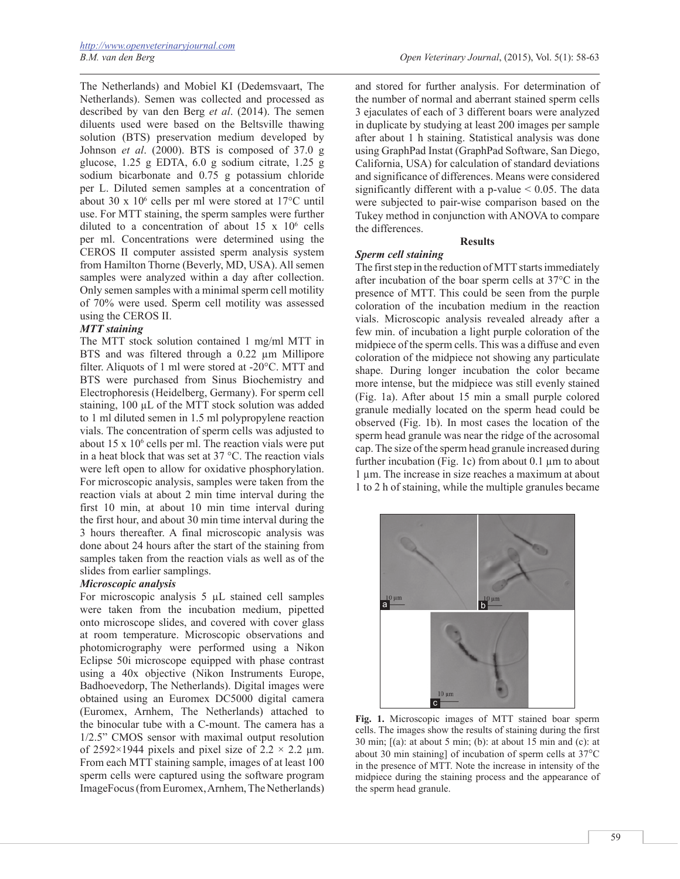The Netherlands) and Mobiel KI (Dedemsvaart, The Netherlands). Semen was collected and processed as described by van den Berg *et al*. (2014). The semen diluents used were based on the Beltsville thawing solution (BTS) preservation medium developed by Johnson *et al*. (2000). BTS is composed of 37.0 g glucose, 1.25 g EDTA, 6.0 g sodium citrate, 1.25 g sodium bicarbonate and 0.75 g potassium chloride per L. Diluted semen samples at a concentration of about 30 x $10^6$ cells per ml were stored at 17°C until use. For MTT staining, the sperm samples were further diluted to a concentration of about 15 x $10^6$ cells per ml. Concentrations were determined using the CEROS II computer assisted sperm analysis system from Hamilton Thorne (Beverly, MD, USA). All semen samples were analyzed within a day after collection. Only semen samples with a minimal sperm cell motility of 70% were used. Sperm cell motility was assessed using the CEROS II.

### *MTT staining*

The MTT stock solution contained 1 mg/ml MTT in BTS and was filtered through a 0.22 µm Millipore filter. Aliquots of 1 ml were stored at -20°C. MTT and BTS were purchased from Sinus Biochemistry and Electrophoresis (Heidelberg, Germany). For sperm cell staining, 100 µL of the MTT stock solution was added to 1 ml diluted semen in 1.5 ml polypropylene reaction vials. The concentration of sperm cells was adjusted to about 15 x $10^6$ cells per ml. The reaction vials were put in a heat block that was set at 37 °C. The reaction vials were left open to allow for oxidative phosphorylation. For microscopic analysis, samples were taken from the reaction vials at about 2 min time interval during the first 10 min, at about 10 min time interval during the first hour, and about 30 min time interval during the 3 hours thereafter. A final microscopic analysis was done about 24 hours after the start of the staining from samples taken from the reaction vials as well as of the slides from earlier samplings.

### *Microscopic analysis*

For microscopic analysis 5 µL stained cell samples were taken from the incubation medium, pipetted onto microscope slides, and covered with cover glass at room temperature. Microscopic observations and photomicrography were performed using a Nikon Eclipse 50i microscope equipped with phase contrast using a 40x objective (Nikon Instruments Europe, Badhoevedorp, The Netherlands). Digital images were obtained using an Euromex DC5000 digital camera (Euromex, Arnhem, The Netherlands) attached to the binocular tube with a C-mount. The camera has a 1/2.5" CMOS sensor with maximal output resolution of 2592×1944 pixels and pixel size of 2.2 × 2.2 µm. From each MTT staining sample, images of at least 100 sperm cells were captured using the software program ImageFocus (from Euromex, Arnhem, The Netherlands) and stored for further analysis. For determination of the number of normal and aberrant stained sperm cells 3 ejaculates of each of 3 different boars were analyzed in duplicate by studying at least 200 images per sample after about 1 h staining. Statistical analysis was done using GraphPad Instat (GraphPad Software, San Diego, California, USA) for calculation of standard deviations and significance of differences. Means were considered significantly different with a p-value $< 0.05$. The data were subjected to pair-wise comparison based on the Tukey method in conjunction with ANOVA to compare the differences.

## Results

### *Sperm cell staining*

The first step in the reduction of MTT starts immediately after incubation of the boar sperm cells at 37°C in the presence of MTT. This could be seen from the purple coloration of the incubation medium in the reaction vials. Microscopic analysis revealed already after a few min. of incubation a light purple coloration of the midpiece of the sperm cells. This was a diffuse and even coloration of the midpiece not showing any particulate shape. During longer incubation the color became more intense, but the midpiece was still evenly stained (Fig. 1a). After about 15 min a small purple colored granule medially located on the sperm head could be observed (Fig. 1b). In most cases the location of the sperm head granule was near the ridge of the acrosomal cap. The size of the sperm head granule increased during further incubation (Fig. 1c) from about 0.1 µm to about 1 µm. The increase in size reaches a maximum at about 1 to 2 h of staining, while the multiple granules became

**Fig. 1.** Microscopic images of MTT stained boar sperm cells. The images show the results of staining during the first 30 min; [(a): at about 5 min; (b): at about 15 min and (c): at about 30 min staining] of incubation of sperm cells at 37°C in the presence of MTT. Note the increase in intensity of the midpiece during the staining process and the appearance of the sperm head granule.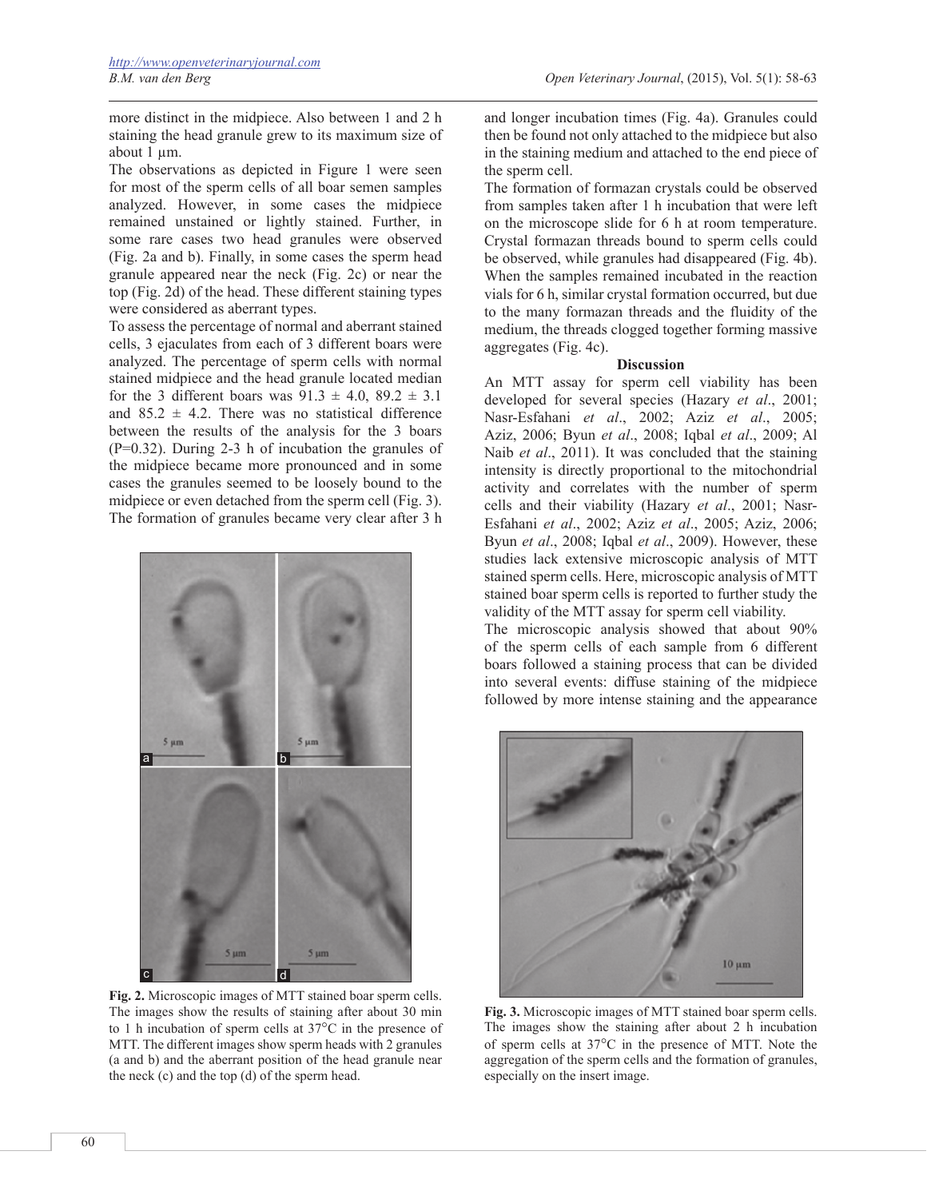more distinct in the midpiece. Also between 1 and 2 h staining the head granule grew to its maximum size of about 1 µm.

The observations as depicted in Figure 1 were seen for most of the sperm cells of all boar semen samples analyzed. However, in some cases the midpiece remained unstained or lightly stained. Further, in some rare cases two head granules were observed (Fig. 2a and b). Finally, in some cases the sperm head granule appeared near the neck (Fig. 2c) or near the top (Fig. 2d) of the head. These different staining types were considered as aberrant types.

To assess the percentage of normal and aberrant stained cells, 3 ejaculates from each of 3 different boars were analyzed. The percentage of sperm cells with normal stained midpiece and the head granule located median for the 3 different boars was $91.3 \pm 4.0$, $89.2 \pm 3.1$ and $85.2 \pm 4.2$. There was no statistical difference between the results of the analysis for the 3 boars ($P=0.32$). During 2-3 h of incubation the granules of the midpiece became more pronounced and in some cases the granules seemed to be loosely bound to the midpiece or even detached from the sperm cell (Fig. 3). The formation of granules became very clear after 3 h and longer incubation times (Fig. 4a). Granules could then be found not only attached to the midpiece but also in the staining medium and attached to the end piece of the sperm cell.

The formation of formazan crystals could be observed from samples taken after 1 h incubation that were left on the microscope slide for 6 h at room temperature. Crystal formazan threads bound to sperm cells could be observed, while granules had disappeared (Fig. 4b). When the samples remained incubated in the reaction vials for 6 h, similar crystal formation occurred, but due to the many formazan threads and the fluidity of the medium, the threads clogged together forming massive aggregates (Fig. 4c).

**Fig. 2.** Microscopic images of MTT stained boar sperm cells. The images show the results of staining after about 30 min to 1 h incubation of sperm cells at 37°C in the presence of MTT. The different images show sperm heads with 2 granules (a and b) and the aberrant position of the head granule near the neck (c) and the top (d) of the sperm head.

## Discussion

An MTT assay for sperm cell viability has been developed for several species (Hazary *et al*., 2001; Nasr-Esfahani *et al*., 2002; Aziz *et al*., 2005; Aziz, 2006; Byun *et al*., 2008; Iqbal *et al*., 2009; Al Naib *et al*., 2011). It was concluded that the staining intensity is directly proportional to the mitochondrial activity and correlates with the number of sperm cells and their viability (Hazary *et al*., 2001; Nasr-Esfahani *et al*., 2002; Aziz *et al*., 2005; Aziz, 2006; Byun *et al*., 2008; Iqbal *et al*., 2009). However, these studies lack extensive microscopic analysis of MTT stained sperm cells. Here, microscopic analysis of MTT stained boar sperm cells is reported to further study the validity of the MTT assay for sperm cell viability.

The microscopic analysis showed that about 90% of the sperm cells of each sample from 6 different boars followed a staining process that can be divided into several events: diffuse staining of the midpiece followed by more intense staining and the appearance

**Fig. 3.** Microscopic images of MTT stained boar sperm cells. The images show the staining after about 2 h incubation of sperm cells at 37°C in the presence of MTT. Note the aggregation of the sperm cells and the formation of granules, especially on the insert image.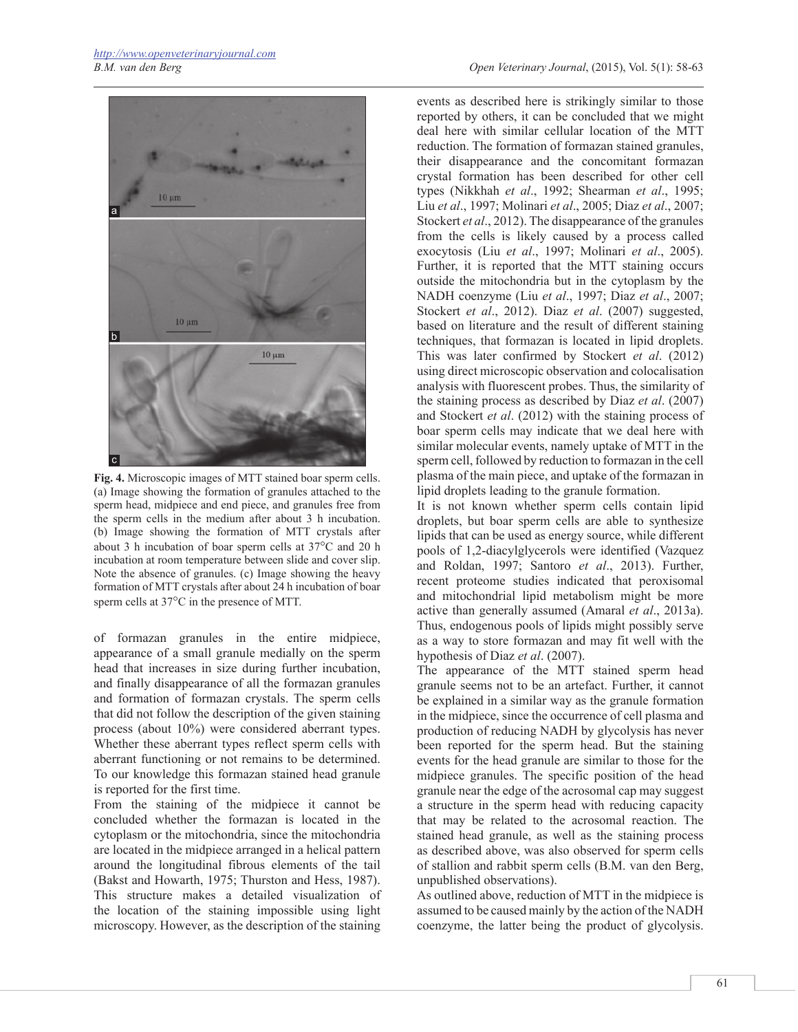**Fig. 4.** Microscopic images of MTT stained boar sperm cells. (a) Image showing the formation of granules attached to the sperm head, midpiece and end piece, and granules free from the sperm cells in the medium after about 3 h incubation. (b) Image showing the formation of MTT crystals after about 3 h incubation of boar sperm cells at 37°C and 20 h incubation at room temperature between slide and cover slip. Note the absence of granules. (c) Image showing the heavy formation of MTT crystals after about 24 h incubation of boar sperm cells at 37°C in the presence of MTT.

of formazan granules in the entire midpiece, appearance of a small granule medially on the sperm head that increases in size during further incubation, and finally disappearance of all the formazan granules and formation of formazan crystals. The sperm cells that did not follow the description of the given staining process (about 10%) were considered aberrant types. Whether these aberrant types reflect sperm cells with aberrant functioning or not remains to be determined. To our knowledge this formazan stained head granule is reported for the first time.

From the staining of the midpiece it cannot be concluded whether the formazan is located in the cytoplasm or the mitochondria, since the mitochondria are located in the midpiece arranged in a helical pattern around the longitudinal fibrous elements of the tail (Bakst and Howarth, 1975; Thurston and Hess, 1987). This structure makes a detailed visualization of the location of the staining impossible using light microscopy. However, as the description of the staining events as described here is strikingly similar to those reported by others, it can be concluded that we might deal here with similar cellular location of the MTT reduction. The formation of formazan stained granules, their disappearance and the concomitant formazan crystal formation has been described for other cell types (Nikkhah *et al*., 1992; Shearman *et al*., 1995; Liu *et al*., 1997; Molinari *et al*., 2005; Diaz *et al*., 2007; Stockert *et al*., 2012). The disappearance of the granules from the cells is likely caused by a process called exocytosis (Liu *et al*., 1997; Molinari *et al*., 2005). Further, it is reported that the MTT staining occurs outside the mitochondria but in the cytoplasm by the NADH coenzyme (Liu *et al*., 1997; Diaz *et al*., 2007; Stockert *et al*., 2012). Diaz *et al*. (2007) suggested, based on literature and the result of different staining techniques, that formazan is located in lipid droplets. This was later confirmed by Stockert *et al*. (2012) using direct microscopic observation and colocalisation analysis with fluorescent probes. Thus, the similarity of the staining process as described by Diaz *et al*. (2007) and Stockert *et al*. (2012) with the staining process of boar sperm cells may indicate that we deal here with similar molecular events, namely uptake of MTT in the sperm cell, followed by reduction to formazan in the cell plasma of the main piece, and uptake of the formazan in lipid droplets leading to the granule formation.

It is not known whether sperm cells contain lipid droplets, but boar sperm cells are able to synthesize lipids that can be used as energy source, while different pools of 1,2-diacylglycerols were identified (Vazquez and Roldan, 1997; Santoro *et al*., 2013). Further, recent proteome studies indicated that peroxisomal and mitochondrial lipid metabolism might be more active than generally assumed (Amaral *et al*., 2013a). Thus, endogenous pools of lipids might possibly serve as a way to store formazan and may fit well with the hypothesis of Diaz *et al*. (2007).

The appearance of the MTT stained sperm head granule seems not to be an artefact. Further, it cannot be explained in a similar way as the granule formation in the midpiece, since the occurrence of cell plasma and production of reducing NADH by glycolysis has never been reported for the sperm head. But the staining events for the head granule are similar to those for the midpiece granules. The specific position of the head granule near the edge of the acrosomal cap may suggest a structure in the sperm head with reducing capacity that may be related to the acrosomal reaction. The stained head granule, as well as the staining process as described above, was also observed for sperm cells of stallion and rabbit sperm cells (B.M. van den Berg, unpublished observations).

As outlined above, reduction of MTT in the midpiece is assumed to be caused mainly by the action of the NADH coenzyme, the latter being the product of glycolysis.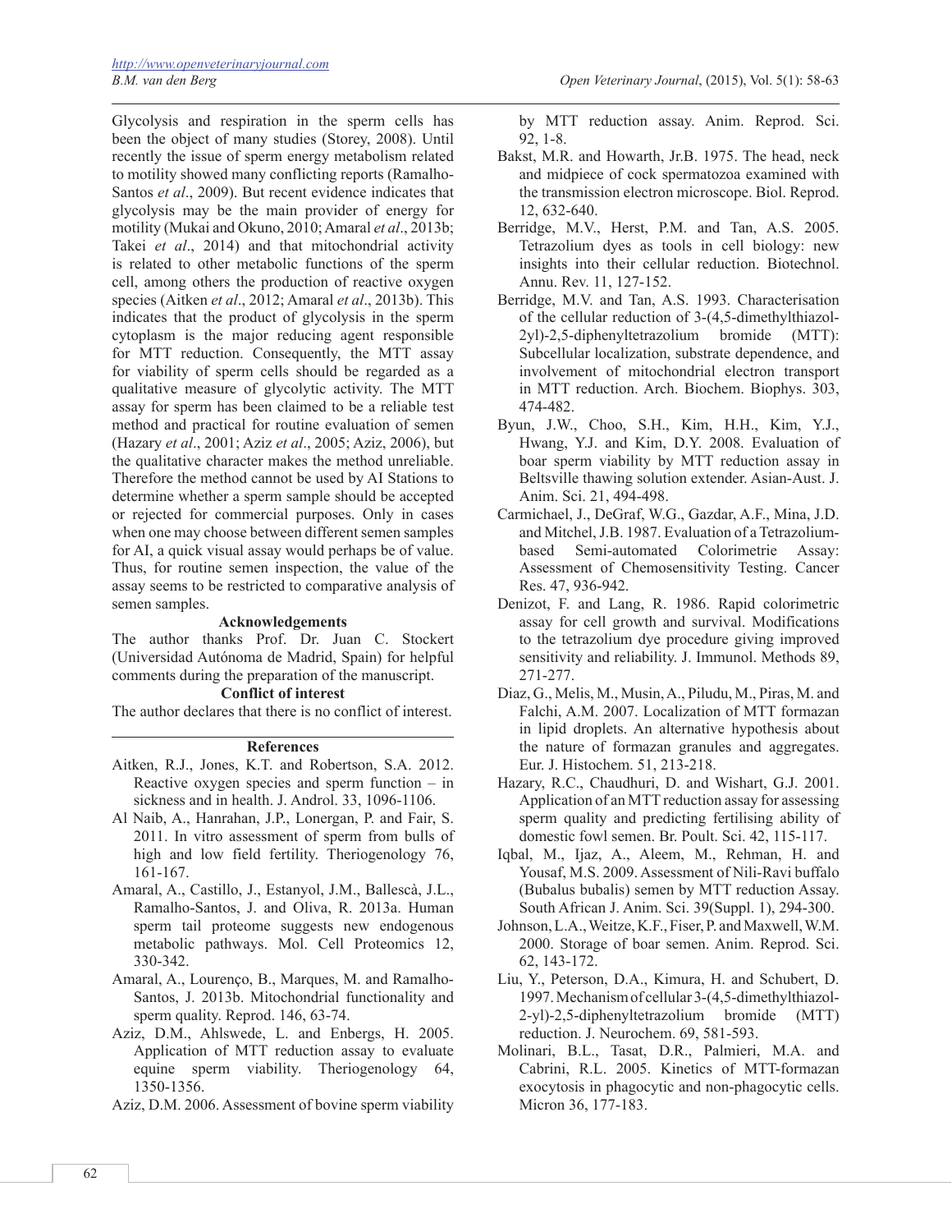Glycolysis and respiration in the sperm cells has been the object of many studies (Storey, 2008). Until recently the issue of sperm energy metabolism related to motility showed many conflicting reports (Ramalho-Santos *et al*., 2009). But recent evidence indicates that glycolysis may be the main provider of energy for motility (Mukai and Okuno, 2010; Amaral *et al*., 2013b; Takei *et al*., 2014) and that mitochondrial activity is related to other metabolic functions of the sperm cell, among others the production of reactive oxygen species (Aitken *et al*., 2012; Amaral *et al*., 2013b). This indicates that the product of glycolysis in the sperm cytoplasm is the major reducing agent responsible for MTT reduction. Consequently, the MTT assay for viability of sperm cells should be regarded as a qualitative measure of glycolytic activity. The MTT assay for sperm has been claimed to be a reliable test method and practical for routine evaluation of semen (Hazary *et al*., 2001; Aziz *et al*., 2005; Aziz, 2006), but the qualitative character makes the method unreliable. Therefore the method cannot be used by AI Stations to determine whether a sperm sample should be accepted or rejected for commercial purposes. Only in cases when one may choose between different semen samples for AI, a quick visual assay would perhaps be of value. Thus, for routine semen inspection, the value of the assay seems to be restricted to comparative analysis of semen samples.

## Acknowledgements

The author thanks Prof. Dr. Juan C. Stockert (Universidad Autónoma de Madrid, Spain) for helpful comments during the preparation of the manuscript.

## Conflict of interest

The author declares that there is no conflict of interest.

## References

Aitken, R.J., Jones, K.T. and Robertson, S.A. 2012. Reactive oxygen species and sperm function – in sickness and in health. J. Androl. 33, 1096-1106.

Al Naib, A., Hanrahan, J.P., Lonergan, P. and Fair, S. 2011. In vitro assessment of sperm from bulls of high and low field fertility. Theriogenology 76, 161-167.

Amaral, A., Castillo, J., Estanyol, J.M., Ballescà, J.L., Ramalho-Santos, J. and Oliva, R. 2013a. Human sperm tail proteome suggests new endogenous metabolic pathways. Mol. Cell Proteomics 12, 330-342.

Amaral, A., Lourenço, B., Marques, M. and Ramalho-Santos, J. 2013b. Mitochondrial functionality and sperm quality. Reprod. 146, 63-74.

Aziz, D.M., Ahlswede, L. and Enbergs, H. 2005. Application of MTT reduction assay to evaluate equine sperm viability. Theriogenology 64, 1350-1356.

Aziz, D.M. 2006. Assessment of bovine sperm viability by MTT reduction assay. Anim. Reprod. Sci. 92, 1-8.

Bakst, M.R. and Howarth, Jr.B. 1975. The head, neck and midpiece of cock spermatozoa examined with the transmission electron microscope. Biol. Reprod. 12, 632-640.

Berridge, M.V., Herst, P.M. and Tan, A.S. 2005. Tetrazolium dyes as tools in cell biology: new insights into their cellular reduction. Biotechnol. Annu. Rev. 11, 127-152.

Berridge, M.V. and Tan, A.S. 1993. Characterisation of the cellular reduction of 3-(4,5-dimethylthiazol-2yl)-2,5-diphenyltetrazolium bromide (MTT): Subcellular localization, substrate dependence, and involvement of mitochondrial electron transport in MTT reduction. Arch. Biochem. Biophys. 303, 474-482.

Byun, J.W., Choo, S.H., Kim, H.H., Kim, Y.J., Hwang, Y.J. and Kim, D.Y. 2008. Evaluation of boar sperm viability by MTT reduction assay in Beltsville thawing solution extender. Asian-Aust. J. Anim. Sci. 21, 494-498.

Carmichael, J., DeGraf, W.G., Gazdar, A.F., Mina, J.D. and Mitchel, J.B. 1987. Evaluation of a Tetrazolium-based Semi-automated Colorimetrie Assay: Assessment of Chemosensitivity Testing. Cancer Res. 47, 936-942.

Denizot, F. and Lang, R. 1986. Rapid colorimetric assay for cell growth and survival. Modifications to the tetrazolium dye procedure giving improved sensitivity and reliability. J. Immunol. Methods 89, 271-277.

Diaz, G., Melis, M., Musin, A., Piludu, M., Piras, M. and Falchi, A.M. 2007. Localization of MTT formazan in lipid droplets. An alternative hypothesis about the nature of formazan granules and aggregates. Eur. J. Histochem. 51, 213-218.

Hazary, R.C., Chaudhuri, D. and Wishart, G.J. 2001. Application of an MTT reduction assay for assessing sperm quality and predicting fertilising ability of domestic fowl semen. Br. Poult. Sci. 42, 115-117.

Iqbal, M., Ijaz, A., Aleem, M., Rehman, H. and Yousaf, M.S. 2009. Assessment of Nili-Ravi buffalo (Bubalus bubalis) semen by MTT reduction Assay. South African J. Anim. Sci. 39(Suppl. 1), 294-300.

Johnson, L.A., Weitze, K.F., Fiser, P. and Maxwell, W.M. 2000. Storage of boar semen. Anim. Reprod. Sci. 62, 143-172.

Liu, Y., Peterson, D.A., Kimura, H. and Schubert, D. 1997. Mechanism of cellular 3-(4,5-dimethylthiazol-2-yl)-2,5-diphenyltetrazolium bromide (MTT) reduction. J. Neurochem. 69, 581-593.

Molinari, B.L., Tasat, D.R., Palmieri, M.A. and Cabrini, R.L. 2005. Kinetics of MTT-formazan exocytosis in phagocytic and non-phagocytic cells. Micron 36, 177-183.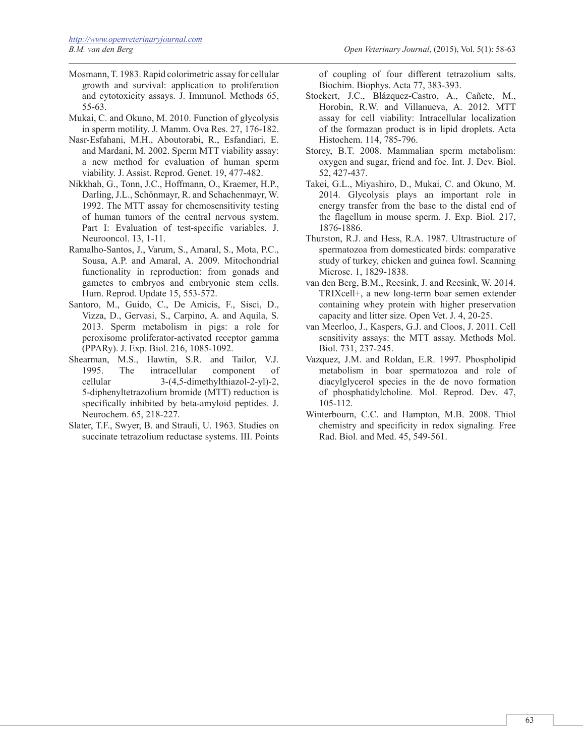Mosmann, T. 1983. Rapid colorimetric assay for cellular growth and survival: application to proliferation and cytotoxicity assays. J. Immunol. Methods 65, 55-63.

Mukai, C. and Okuno, M. 2010. Function of glycolysis in sperm motility. J. Mamm. Ova Res. 27, 176-182.

Nasr-Esfahani, M.H., Aboutorabi, R., Esfandiari, E. and Mardani, M. 2002. Sperm MTT viability assay: a new method for evaluation of human sperm viability. J. Assist. Reprod. Genet. 19, 477-482.

Nikkhah, G., Tonn, J.C., Hoffmann, O., Kraemer, H.P., Darling, J.L., Schönmayr, R. and Schachenmayr, W. 1992. The MTT assay for chemosensitivity testing of human tumors of the central nervous system. Part I: Evaluation of test-specific variables. J. Neurooncol. 13, 1-11.

Ramalho-Santos, J., Varum, S., Amaral, S., Mota, P.C., Sousa, A.P. and Amaral, A. 2009. Mitochondrial functionality in reproduction: from gonads and gametes to embryos and embryonic stem cells. Hum. Reprod. Update 15, 553-572.

Santoro, M., Guido, C., De Amicis, F., Sisci, D., Vizza, D., Gervasi, S., Carpino, A. and Aquila, S. 2013. Sperm metabolism in pigs: a role for peroxisome proliferator-activated receptor gamma (PPARγ). J. Exp. Biol. 216, 1085-1092.

Shearman, M.S., Hawtin, S.R. and Tailor, V.J. 1995. The intracellular component of cellular 3-(4,5-dimethylthiazol-2-yl)-2, 5-diphenyltetrazolium bromide (MTT) reduction is specifically inhibited by beta-amyloid peptides. J. Neurochem. 65, 218-227.

Slater, T.F., Swyer, B. and Strauli, U. 1963. Studies on succinate tetrazolium reductase systems. III. Points of coupling of four different tetrazolium salts. Biochim. Biophys. Acta 77, 383-393.

Stockert, J.C., Blázquez-Castro, A., Cañete, M., Horobin, R.W. and Villanueva, A. 2012. MTT assay for cell viability: Intracellular localization of the formazan product is in lipid droplets. Acta Histochem. 114, 785-796.

Storey, B.T. 2008. Mammalian sperm metabolism: oxygen and sugar, friend and foe. Int. J. Dev. Biol. 52, 427-437.

Takei, G.L., Miyashiro, D., Mukai, C. and Okuno, M. 2014. Glycolysis plays an important role in energy transfer from the base to the distal end of the flagellum in mouse sperm. J. Exp. Biol. 217, 1876-1886.

Thurston, R.J. and Hess, R.A. 1987. Ultrastructure of spermatozoa from domesticated birds: comparative study of turkey, chicken and guinea fowl. Scanning Microsc. 1, 1829-1838.

van den Berg, B.M., Reesink, J. and Reesink, W. 2014. TRIXcell+, a new long-term boar semen extender containing whey protein with higher preservation capacity and litter size. Open Vet. J. 4, 20-25.

van Meerloo, J., Kaspers, G.J. and Cloos, J. 2011. Cell sensitivity assays: the MTT assay. Methods Mol. Biol. 731, 237-245.

Vazquez, J.M. and Roldan, E.R. 1997. Phospholipid metabolism in boar spermatozoa and role of diacylglycerol species in the de novo formation of phosphatidylcholine. Mol. Reprod. Dev. 47, 105-112.

Winterbourn, C.C. and Hampton, M.B. 2008. Thiol chemistry and specificity in redox signaling. Free Rad. Biol. and Med. 45, 549-561.